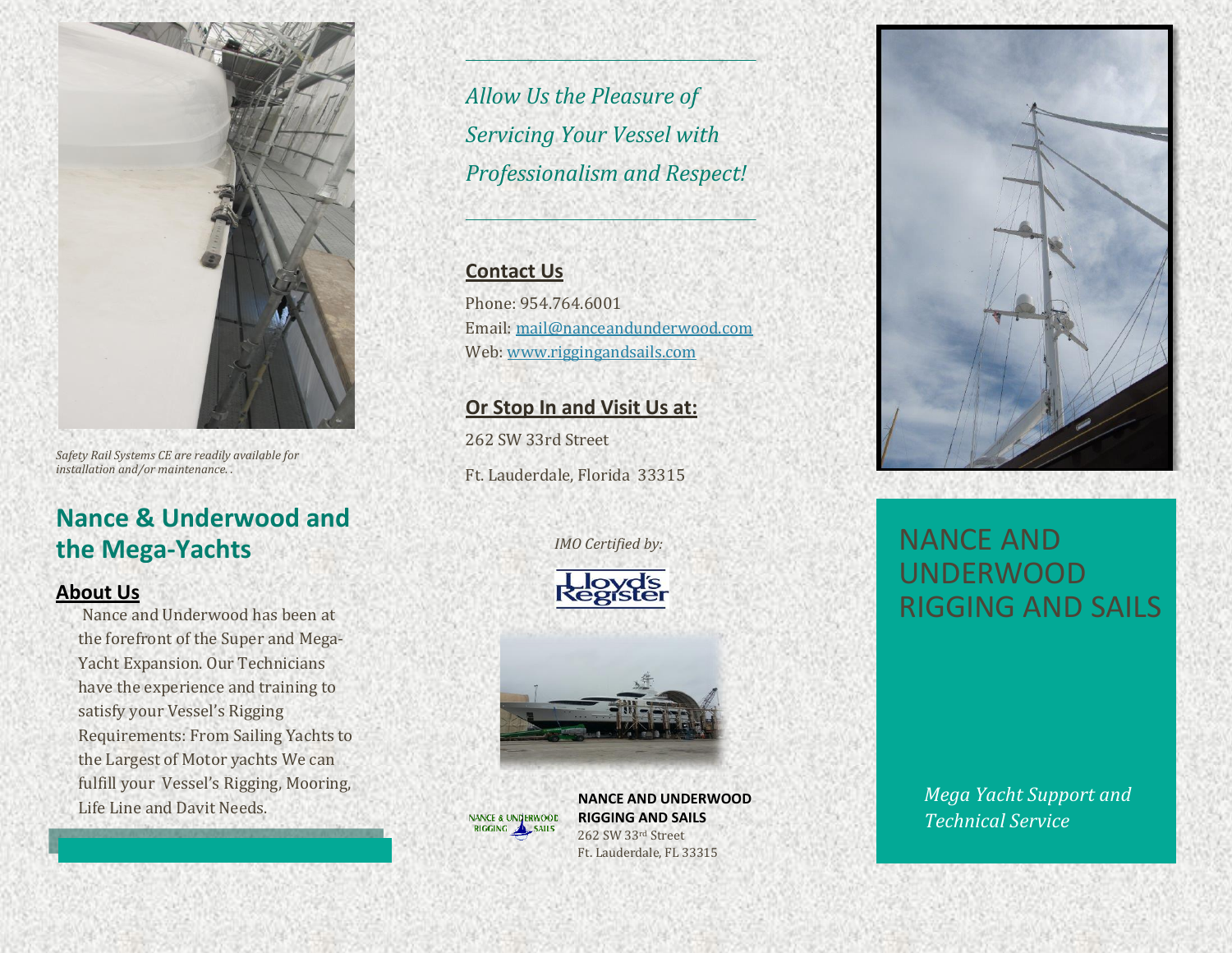*Safety Rail Systems CE are readily available for installation and/or maintenance. .*

## Nance & Underwood and the Mega-Yachts

### About Us

Nance and Underwood has been at the forefront of the Super and Mega-Yacht Expansion. Our Technicians have the experience and training to satisfy your Vessel's Rigging Requirements: From Sailing Yachts to the Largest of Motor yachts We can fulfill your Vessel's Rigging, Mooring, Life Line and Davit Needs.

---

*Allow Us the Pleasure of Servicing Your Vessel with Professionalism and Respect!*

---

### Contact Us

Phone: 954.764.6001
Email: mail@nanceandunderwood.com
Web: www.riggingandsails.com

### Or Stop In and Visit Us at:

262 SW 33rd Street

Ft. Lauderdale, Florida 33315

*IMO Certified by:*

Lloyd's Register

NANCE & UNDERWOOD RIGGING SAILS

**NANCE AND UNDERWOOD RIGGING AND SAILS**
262 SW 33rd Street
Ft. Lauderdale, FL 33315

# NANCE AND UNDERWOOD RIGGING AND SAILS

*Mega Yacht Support and Technical Service*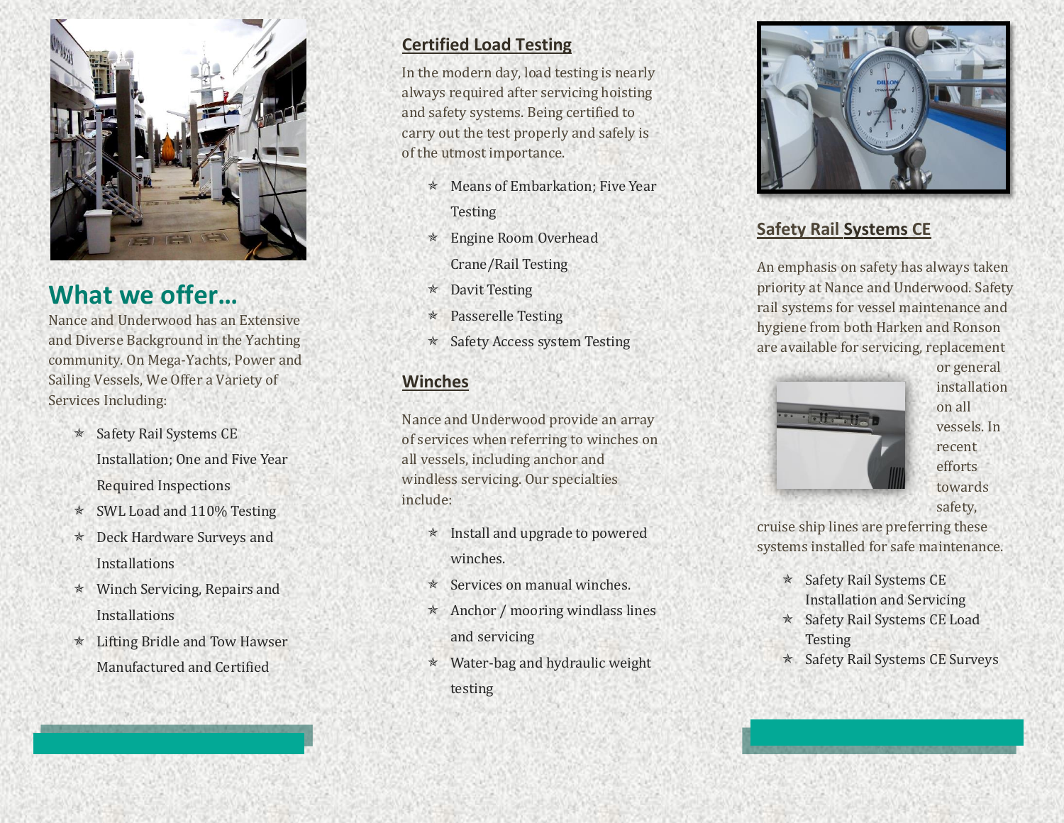## What we offer…

Nance and Underwood has an Extensive and Diverse Background in the Yachting community. On Mega-Yachts, Power and Sailing Vessels, We Offer a Variety of Services Including:

- Safety Rail Systems CE Installation; One and Five Year Required Inspections
- SWL Load and 110% Testing
- Deck Hardware Surveys and Installations
- Winch Servicing, Repairs and Installations
- Lifting Bridle and Tow Hawser Manufactured and Certified

## Certified Load Testing

In the modern day, load testing is nearly always required after servicing hoisting and safety systems. Being certified to carry out the test properly and safely is of the utmost importance.

- Means of Embarkation; Five Year Testing
- Engine Room Overhead Crane/Rail Testing
- Davit Testing
- Passerelle Testing
- Safety Access system Testing

## Winches

Nance and Underwood provide an array of services when referring to winches on all vessels, including anchor and windless servicing. Our specialties include:

- Install and upgrade to powered winches.
- Services on manual winches.
- Anchor / mooring windlass lines and servicing
- Water-bag and hydraulic weight testing

## Safety Rail Systems CE

An emphasis on safety has always taken priority at Nance and Underwood. Safety rail systems for vessel maintenance and hygiene from both Harken and Ronson are available for servicing, replacement or general installation on all vessels. In recent efforts towards safety, cruise ship lines are preferring these systems installed for safe maintenance.

- Safety Rail Systems CE Installation and Servicing
- Safety Rail Systems CE Load Testing
- Safety Rail Systems CE Surveys